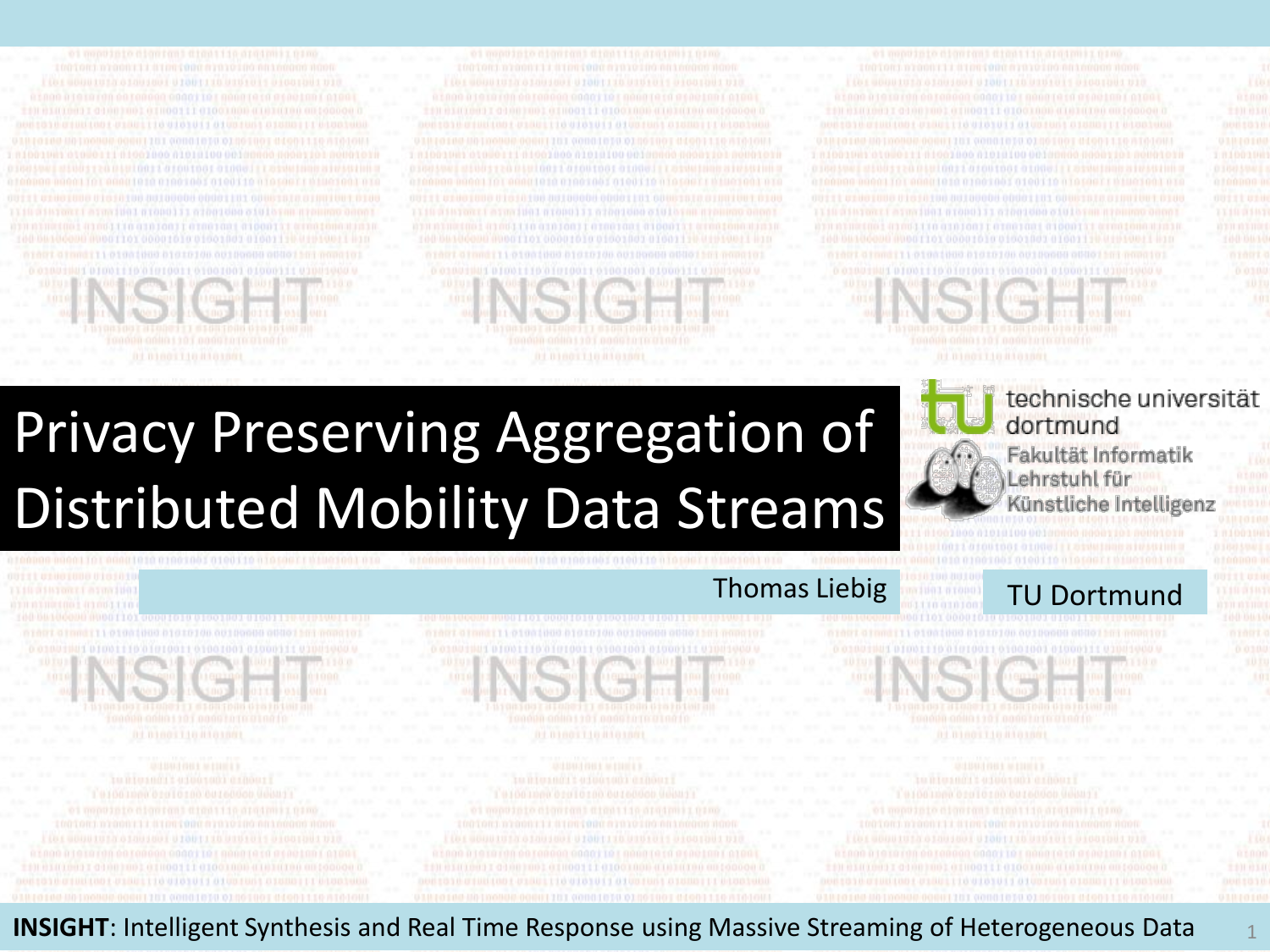# Privacy Preserving Aggregation of Distributed Mobility Data Streams

technische universität dortmund

Fakultät Informatik

Lehrstuhl für Künstliche Intelligenz

Thomas Liebig

TU Dortmund

**INSIGHT**: Intelligent Synthesis and Real Time Response using Massive Streaming of Heterogeneous Data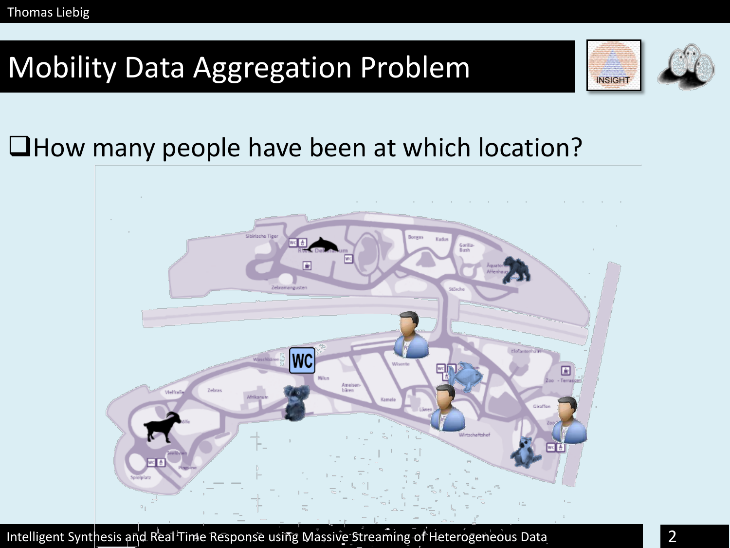# Mobility Data Aggregation Problem

- How many people have been at which location?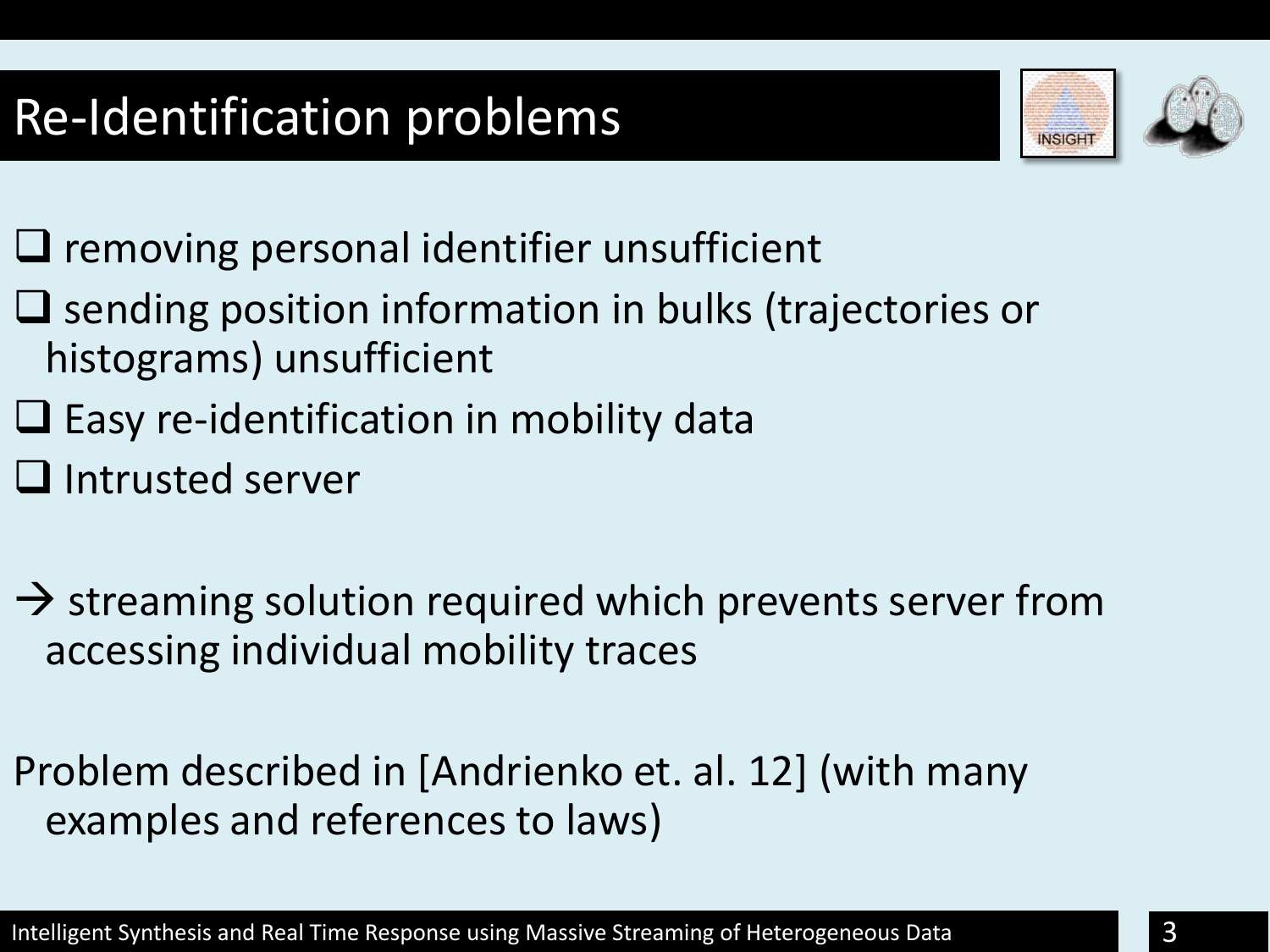# Re-Identification problems

- removing personal identifier unsufficient
- sending position information in bulks (trajectories or histograms) unsufficient
- Easy re-identification in mobility data
- Intrusted server

→ streaming solution required which prevents server from accessing individual mobility traces

Problem described in [Andrienko et. al. 12] (with many examples and references to laws)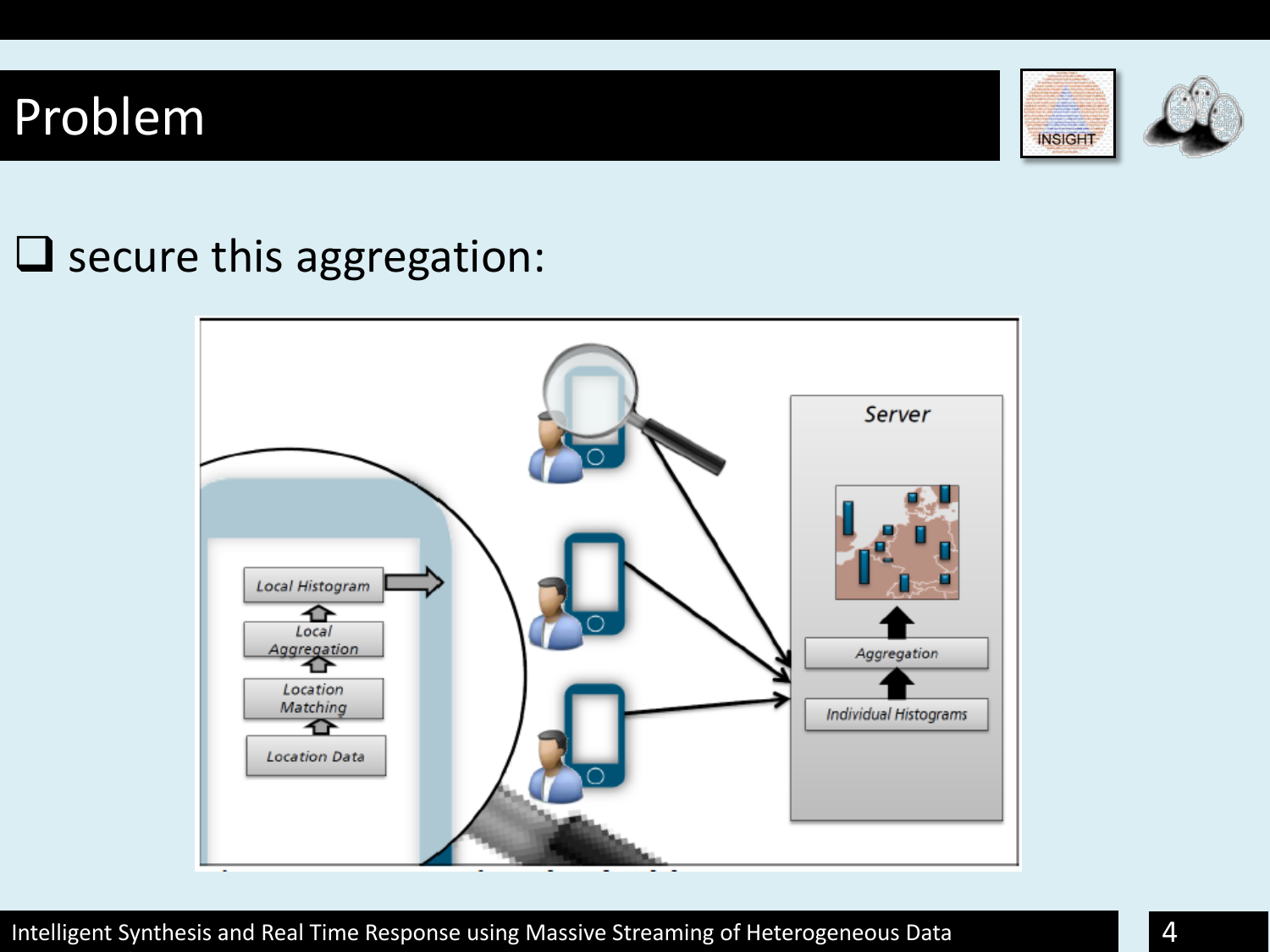# Problem

- secure this aggregation:

Local Histogram

Local Aggregation

Location Matching

Location Data

Server

Aggregation

Individual Histograms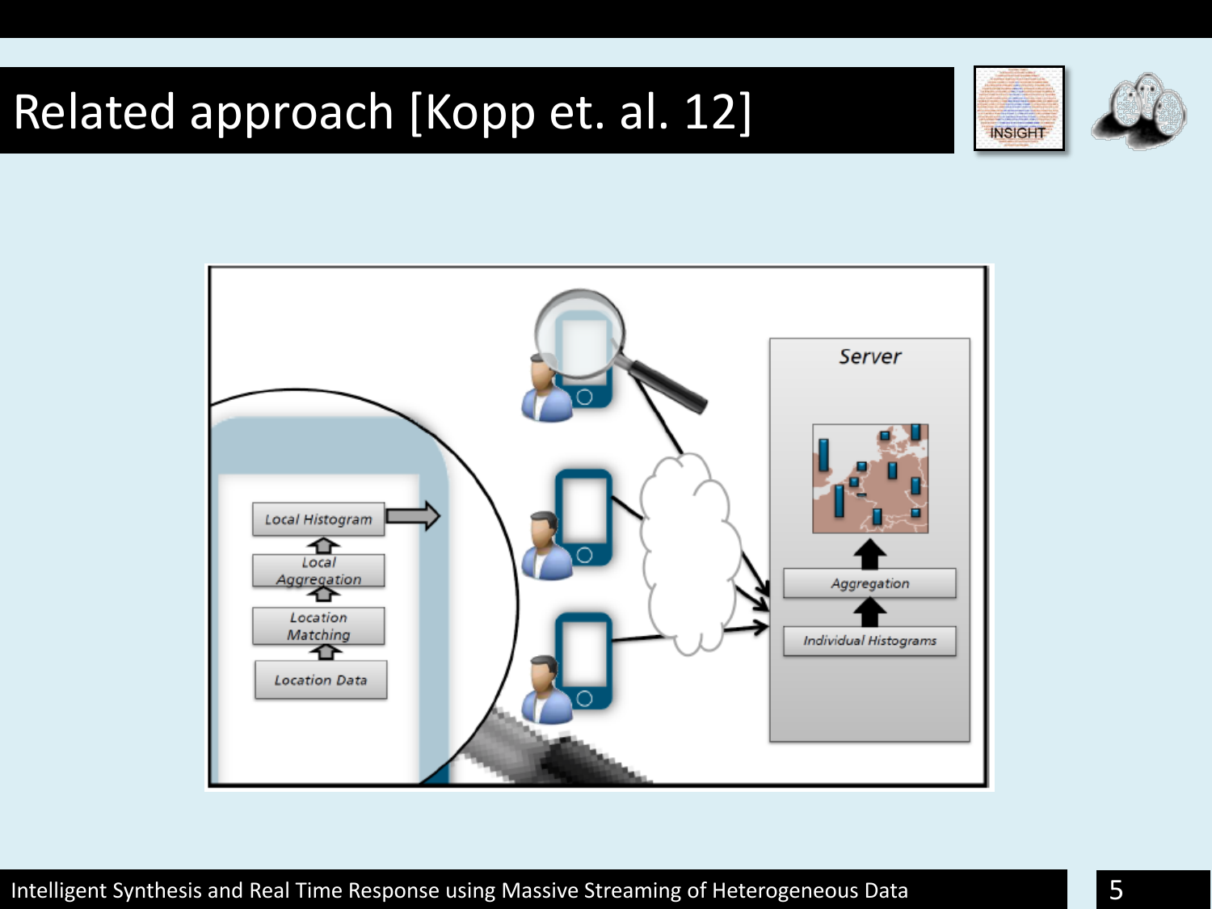# Related approach [Kopp et. al. 12]

Local Histogram

Local Aggregation

Location Matching

Location Data

Server

Aggregation

Individual Histograms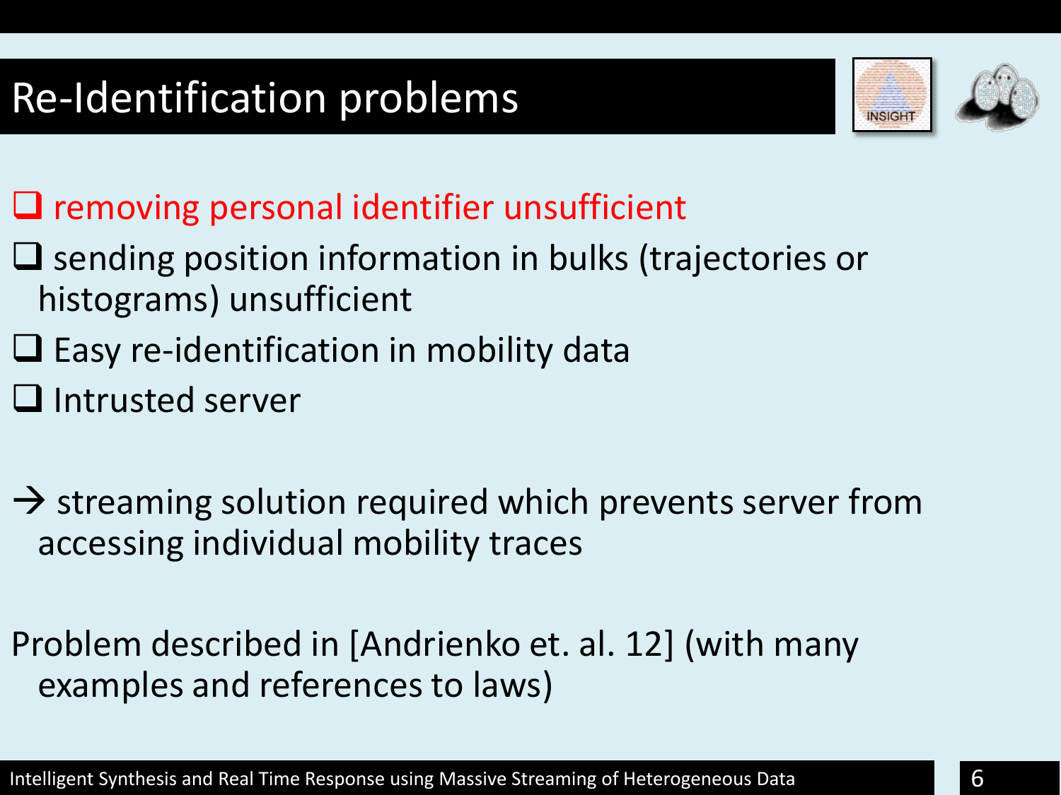# Re-Identification problems

- ❑ removing personal identifier unsufficient
- ❑ sending position information in bulks (trajectories or histograms) unsufficient
- ❑ Easy re-identification in mobility data
- ❑ Intrusted server

→ streaming solution required which prevents server from accessing individual mobility traces

Problem described in [Andrienko et. al. 12] (with many examples and references to laws)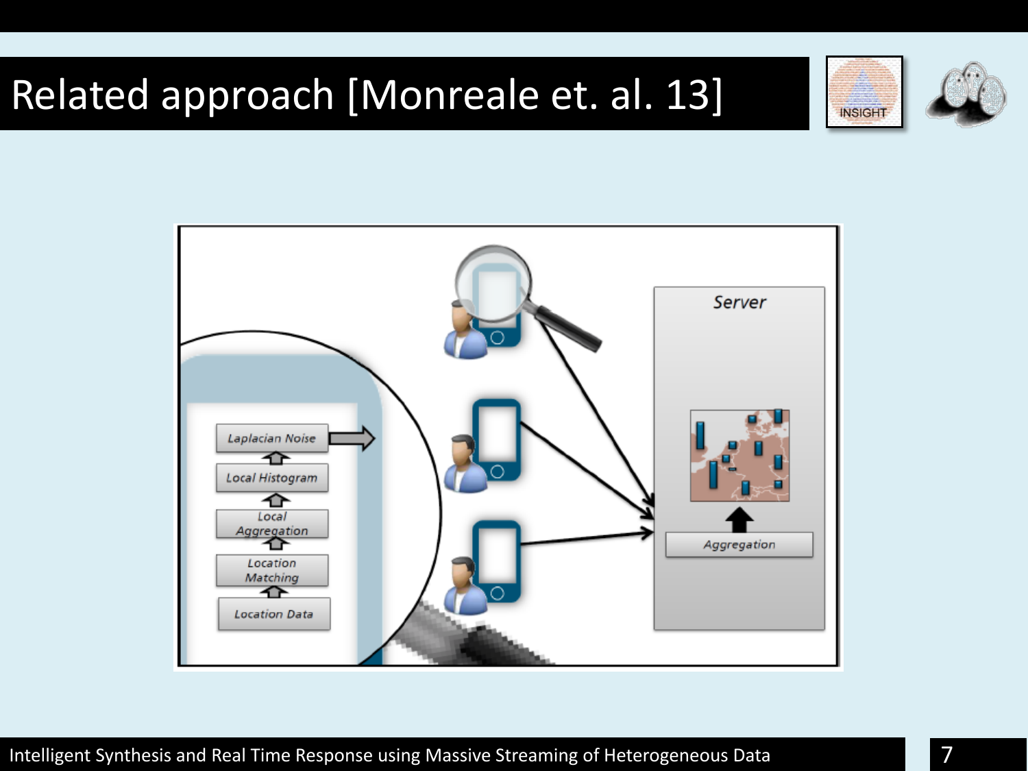# Related approach [Monreale et. al. 13]

Laplacian Noise

Local Histogram

Local Aggregation

Location Matching

Location Data

Server

Aggregation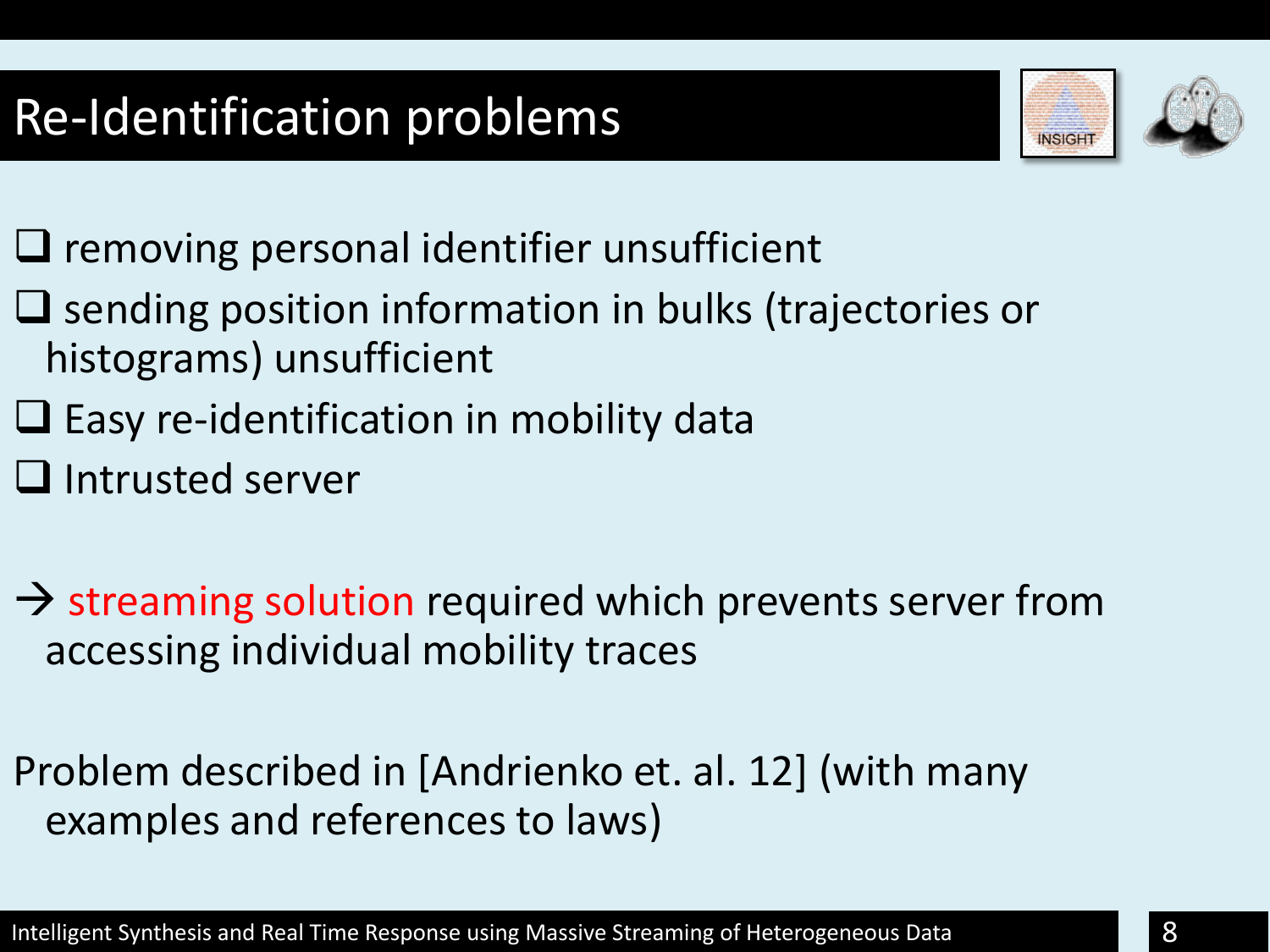# Re-Identification problems

- removing personal identifier unsufficient
- sending position information in bulks (trajectories or histograms) unsufficient
- Easy re-identification in mobility data
- Intrusted server

→ streaming solution required which prevents server from accessing individual mobility traces

Problem described in [Andrienko et. al. 12] (with many examples and references to laws)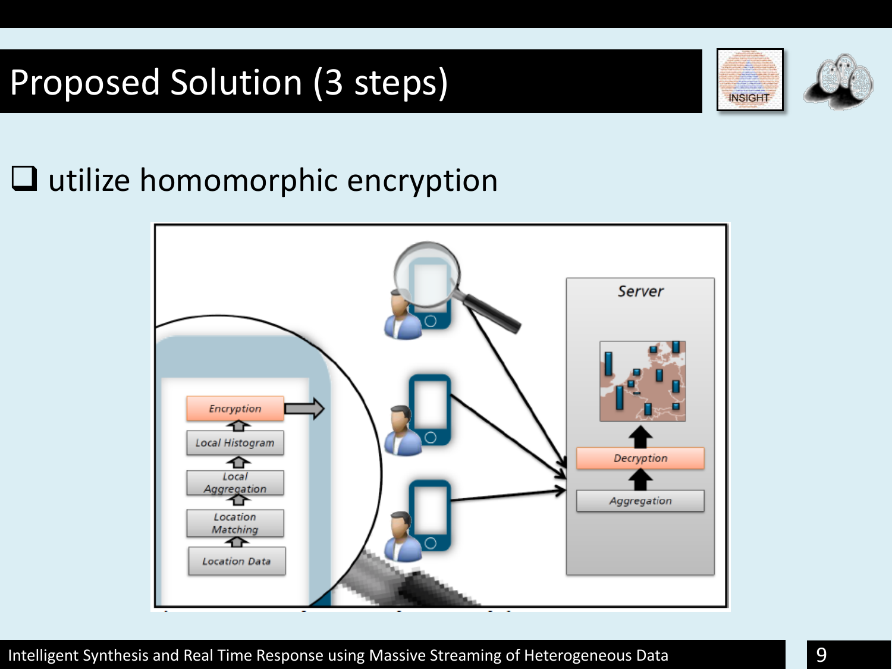# Proposed Solution (3 steps)

- utilize homomorphic encryption

Encryption

Local Histogram

Local Aggregation

Location Matching

Location Data

Server

Decryption

Aggregation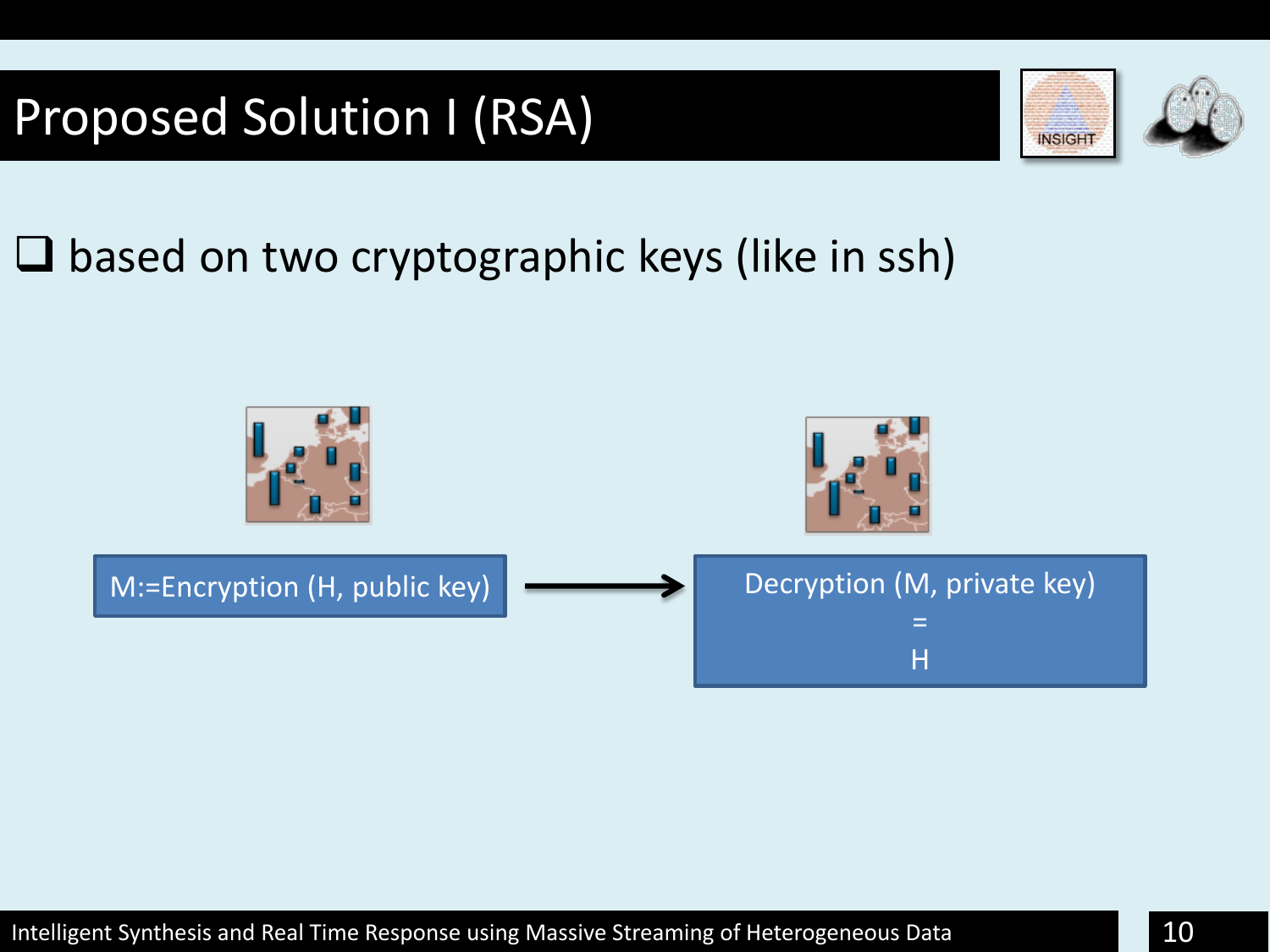# Proposed Solution I (RSA)

- based on two cryptographic keys (like in ssh)

M:=Encryption (H, public key) → Decryption (M, private key) = H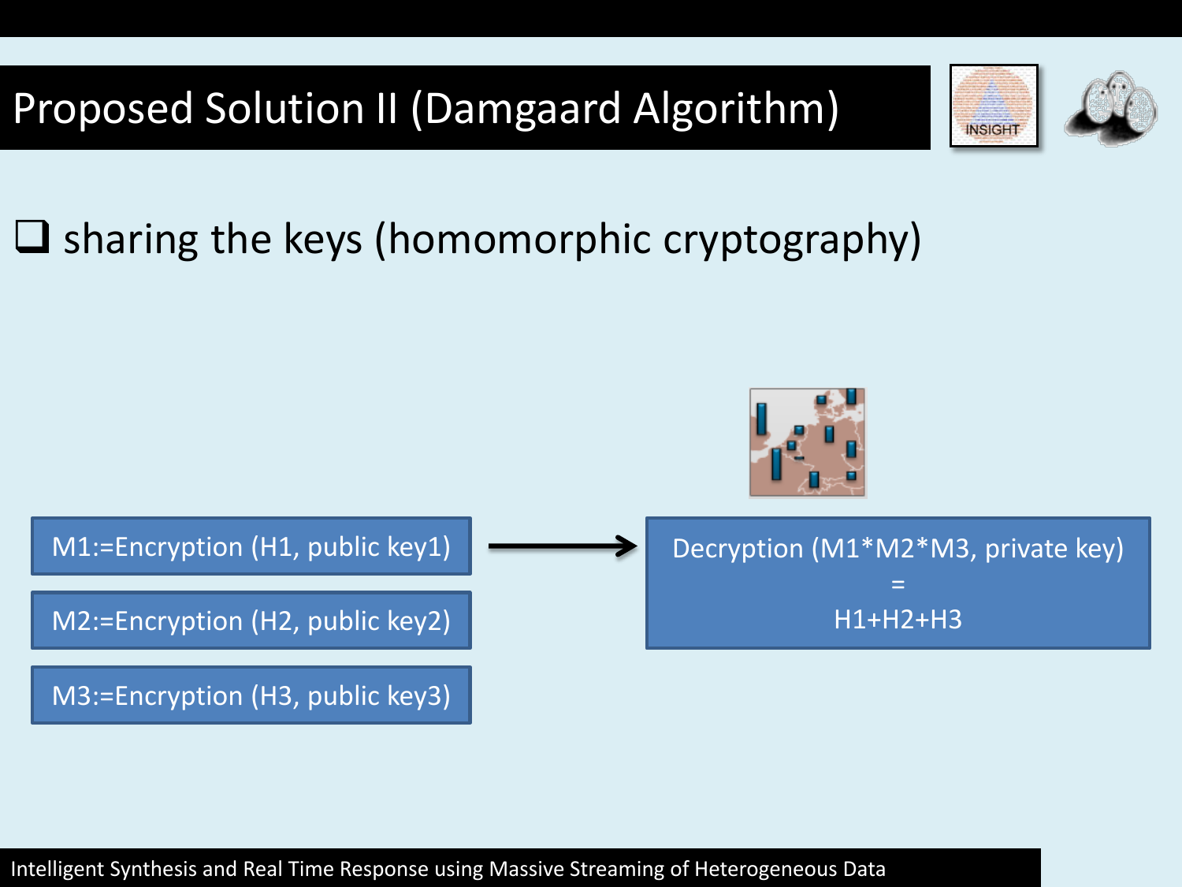# Proposed Solution II (Damgaard Algorithm)

- sharing the keys (homomorphic cryptography)

M1:=Encryption (H1, public key1)

M2:=Encryption (H2, public key2)

M3:=Encryption (H3, public key3)

→

Decryption (M1\*M2\*M3, private key)

=

H1+H2+H3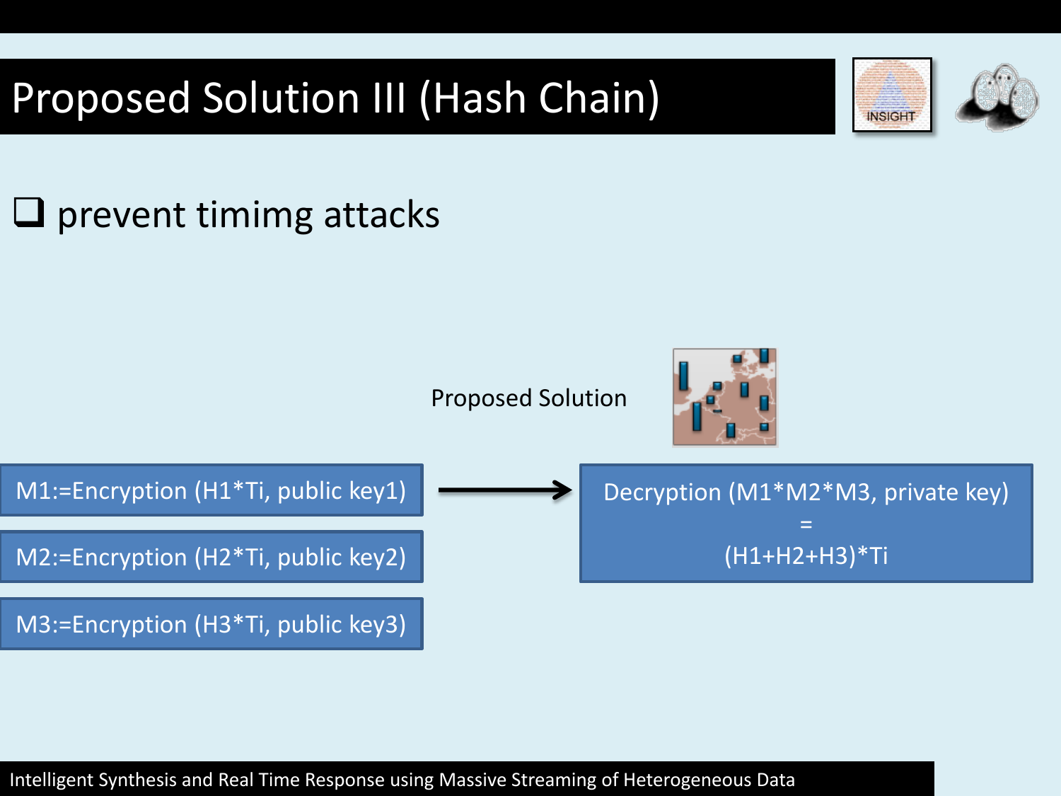# Proposed Solution III (Hash Chain)

- prevent timimg attacks

Proposed Solution

M1:=Encryption (H1*Ti, public key1)

M2:=Encryption (H2*Ti, public key2)

M3:=Encryption (H3*Ti, public key3)

→

Decryption (M1*M2*M3, private key)
=
(H1+H2+H3)*Ti

Intelligent Synthesis and Real Time Response using Massive Streaming of Heterogeneous Data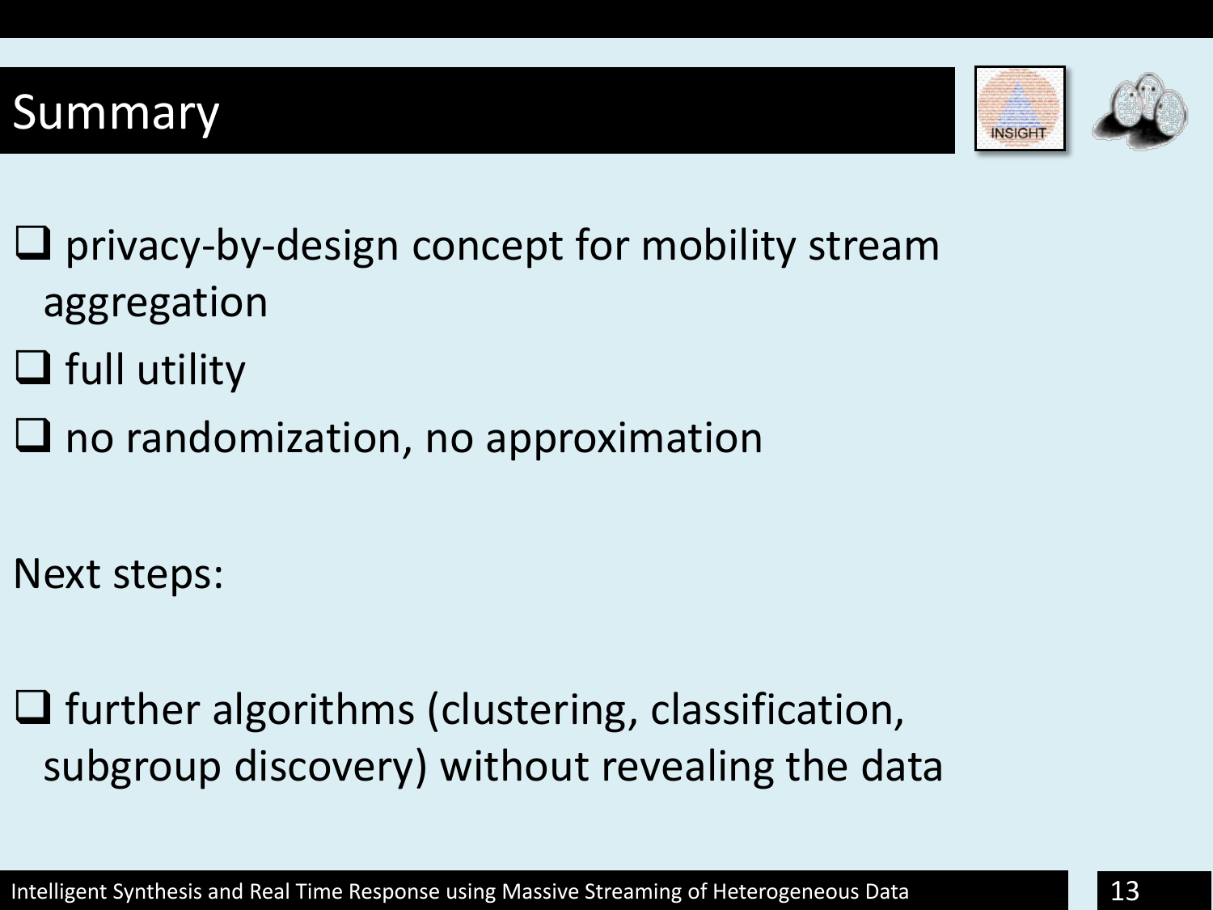# Summary

- privacy-by-design concept for mobility stream aggregation
- full utility
- no randomization, no approximation

Next steps:

- further algorithms (clustering, classification, subgroup discovery) without revealing the data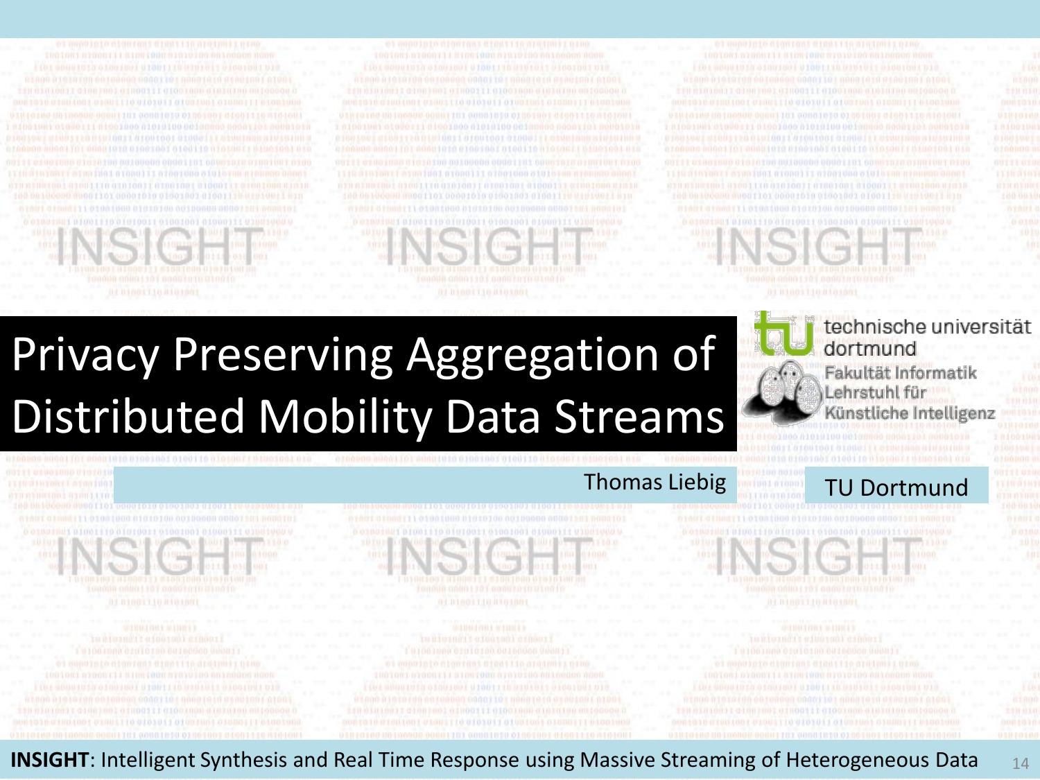# Privacy Preserving Aggregation of Distributed Mobility Data Streams

technische universität dortmund

Fakultät Informatik

Lehrstuhl für Künstliche Intelligenz

Thomas Liebig

TU Dortmund

**INSIGHT**: Intelligent Synthesis and Real Time Response using Massive Streaming of Heterogeneous Data